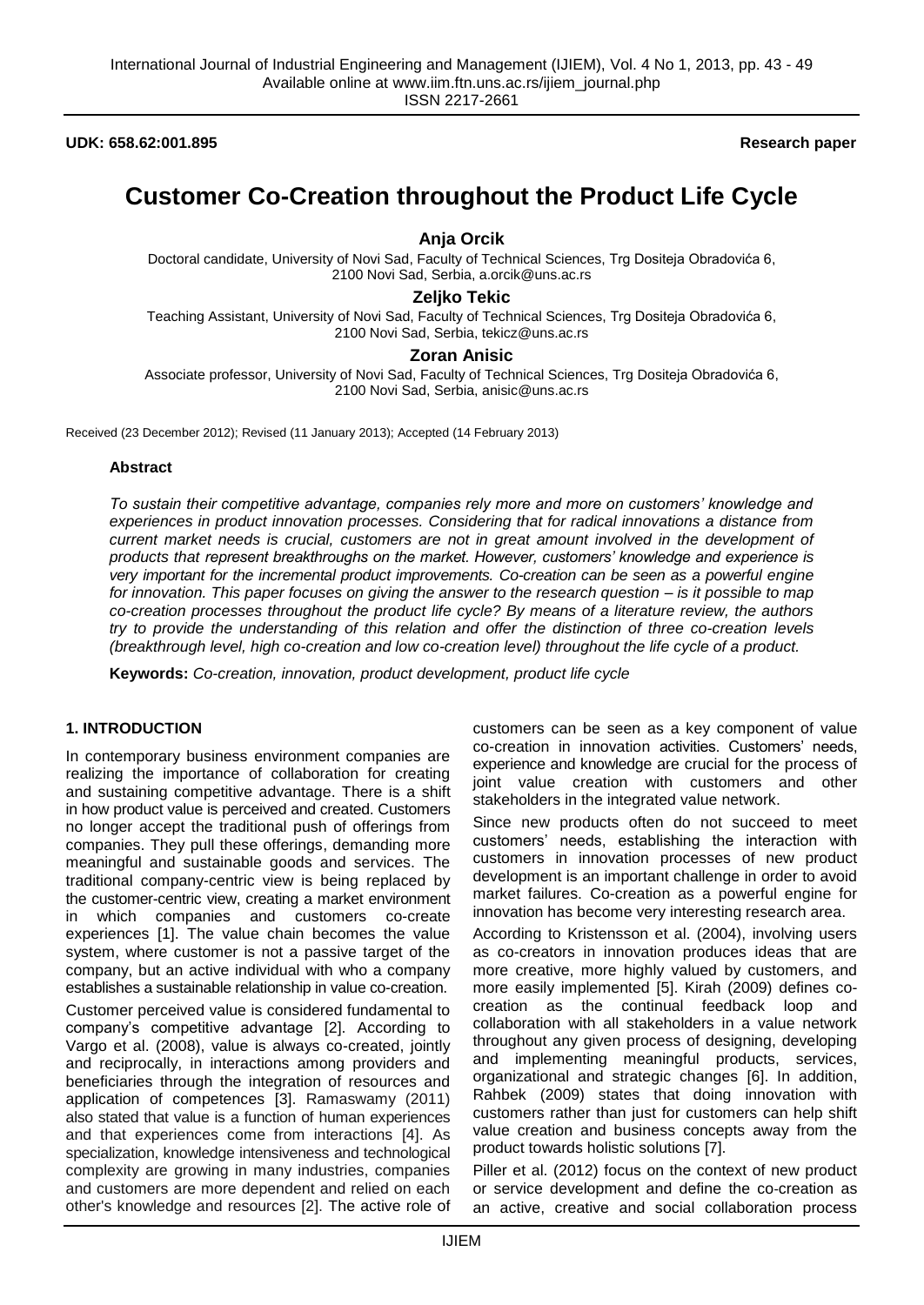**UDK: 658.62:001.895** **Research paper**

# Customer Co-Creation throughout the Product Life Cycle

**Anja Orcik**

Doctoral candidate, University of Novi Sad, Faculty of Technical Sciences, Trg Dositeja Obradovića 6, 2100 Novi Sad, Serbia, a.orcik@uns.ac.rs

**Zeljko Tekic**

Teaching Assistant, University of Novi Sad, Faculty of Technical Sciences, Trg Dositeja Obradovića 6, 2100 Novi Sad, Serbia, tekicz@uns.ac.rs

**Zoran Anisic**

Associate professor, University of Novi Sad, Faculty of Technical Sciences, Trg Dositeja Obradovića 6, 2100 Novi Sad, Serbia, anisic@uns.ac.rs

Received (23 December 2012); Revised (11 January 2013); Accepted (14 February 2013)

**Abstract**

*To sustain their competitive advantage, companies rely more and more on customers' knowledge and experiences in product innovation processes. Considering that for radical innovations a distance from current market needs is crucial, customers are not in great amount involved in the development of products that represent breakthroughs on the market. However, customers' knowledge and experience is very important for the incremental product improvements. Co-creation can be seen as a powerful engine for innovation. This paper focuses on giving the answer to the research question – is it possible to map co-creation processes throughout the product life cycle? By means of a literature review, the authors try to provide the understanding of this relation and offer the distinction of three co-creation levels (breakthrough level, high co-creation and low co-creation level) throughout the life cycle of a product.*

**Keywords:** *Co-creation, innovation, product development, product life cycle*

## 1. INTRODUCTION

In contemporary business environment companies are realizing the importance of collaboration for creating and sustaining competitive advantage. There is a shift in how product value is perceived and created. Customers no longer accept the traditional push of offerings from companies. They pull these offerings, demanding more meaningful and sustainable goods and services. The traditional company-centric view is being replaced by the customer-centric view, creating a market environment in which companies and customers co-create experiences [1]. The value chain becomes the value system, where customer is not a passive target of the company, but an active individual with who a company establishes a sustainable relationship in value co-creation.

Customer perceived value is considered fundamental to company's competitive advantage [2]. According to Vargo et al. (2008), value is always co-created, jointly and reciprocally, in interactions among providers and beneficiaries through the integration of resources and application of competences [3]. Ramaswamy (2011) also stated that value is a function of human experiences and that experiences come from interactions [4]. As specialization, knowledge intensiveness and technological complexity are growing in many industries, companies and customers are more dependent and relied on each other's knowledge and resources [2]. The active role of customers can be seen as a key component of value co-creation in innovation activities. Customers' needs, experience and knowledge are crucial for the process of joint value creation with customers and other stakeholders in the integrated value network.

Since new products often do not succeed to meet customers' needs, establishing the interaction with customers in innovation processes of new product development is an important challenge in order to avoid market failures. Co-creation as a powerful engine for innovation has become very interesting research area.

According to Kristensson et al. (2004), involving users as co-creators in innovation produces ideas that are more creative, more highly valued by customers, and more easily implemented [5]. Kirah (2009) defines co-creation as the continual feedback loop and collaboration with all stakeholders in a value network throughout any given process of designing, developing and implementing meaningful products, services, organizational and strategic changes [6]. In addition, Rahbek (2009) states that doing innovation with customers rather than just for customers can help shift value creation and business concepts away from the product towards holistic solutions [7].

Piller et al. (2012) focus on the context of new product or service development and define the co-creation as an active, creative and social collaboration process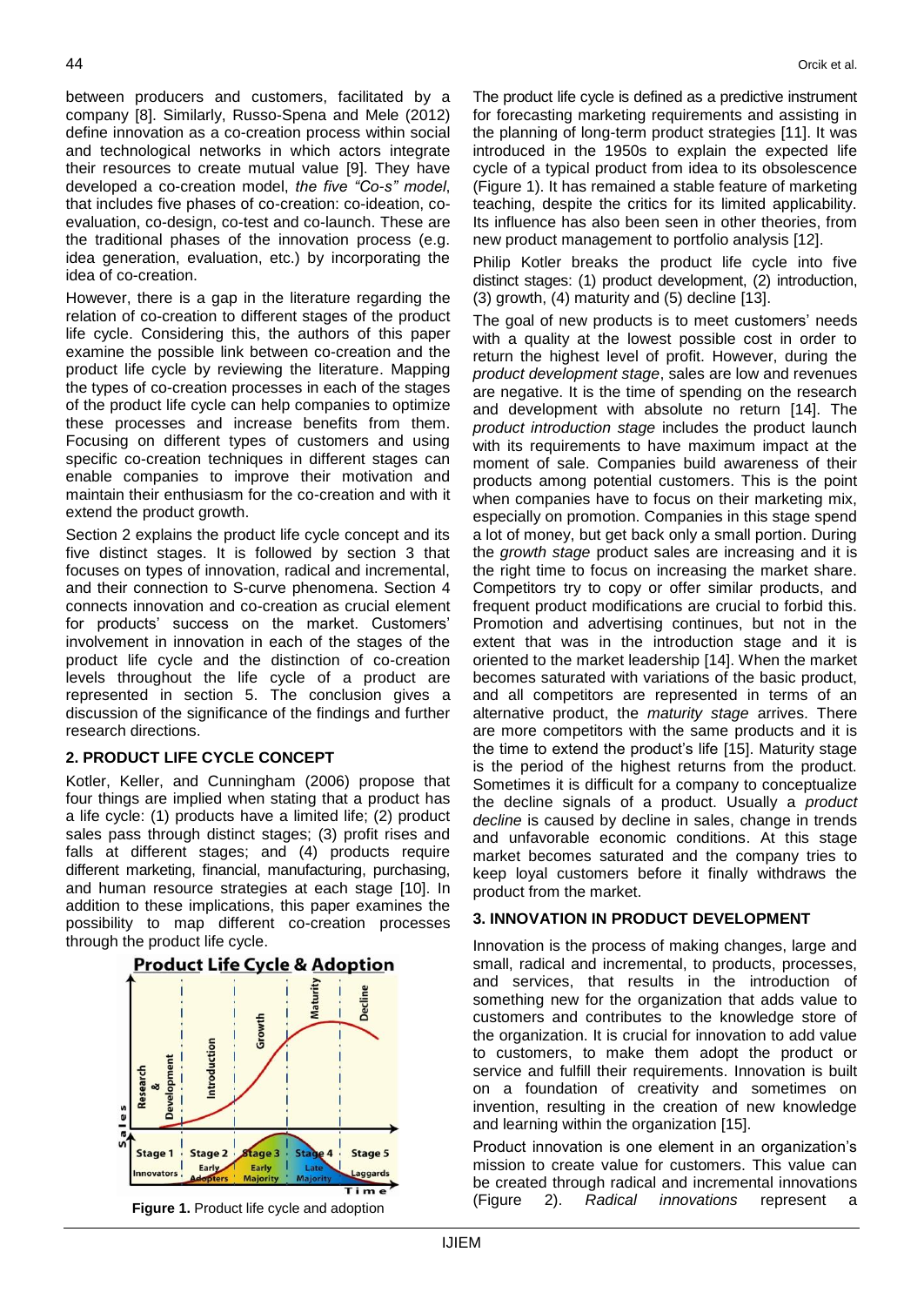between producers and customers, facilitated by a company [8]. Similarly, Russo-Spena and Mele (2012) define innovation as a co-creation process within social and technological networks in which actors integrate their resources to create mutual value [9]. They have developed a co-creation model, *the five "Co-s" model*, that includes five phases of co-creation: co-ideation, co-evaluation, co-design, co-test and co-launch. These are the traditional phases of the innovation process (e.g. idea generation, evaluation, etc.) by incorporating the idea of co-creation.

However, there is a gap in the literature regarding the relation of co-creation to different stages of the product life cycle. Considering this, the authors of this paper examine the possible link between co-creation and the product life cycle by reviewing the literature. Mapping the types of co-creation processes in each of the stages of the product life cycle can help companies to optimize these processes and increase benefits from them. Focusing on different types of customers and using specific co-creation techniques in different stages can enable companies to improve their motivation and maintain their enthusiasm for the co-creation and with it extend the product growth.

Section 2 explains the product life cycle concept and its five distinct stages. It is followed by section 3 that focuses on types of innovation, radical and incremental, and their connection to S-curve phenomena. Section 4 connects innovation and co-creation as crucial element for products' success on the market. Customers' involvement in innovation in each of the stages of the product life cycle and the distinction of co-creation levels throughout the life cycle of a product are represented in section 5. The conclusion gives a discussion of the significance of the findings and further research directions.

## 2. PRODUCT LIFE CYCLE CONCEPT

Kotler, Keller, and Cunningham (2006) propose that four things are implied when stating that a product has a life cycle: (1) products have a limited life; (2) product sales pass through distinct stages; (3) profit rises and falls at different stages; and (4) products require different marketing, financial, manufacturing, purchasing, and human resource strategies at each stage [10]. In addition to these implications, this paper examines the possibility to map different co-creation processes through the product life cycle.

**Figure 1.** Product life cycle and adoption

The product life cycle is defined as a predictive instrument for forecasting marketing requirements and assisting in the planning of long-term product strategies [11]. It was introduced in the 1950s to explain the expected life cycle of a typical product from idea to its obsolescence (Figure 1). It has remained a stable feature of marketing teaching, despite the critics for its limited applicability. Its influence has also been seen in other theories, from new product management to portfolio analysis [12].

Philip Kotler breaks the product life cycle into five distinct stages: (1) product development, (2) introduction, (3) growth, (4) maturity and (5) decline [13].

The goal of new products is to meet customers' needs with a quality at the lowest possible cost in order to return the highest level of profit. However, during the *product development stage*, sales are low and revenues are negative. It is the time of spending on the research and development with absolute no return [14]. The *product introduction stage* includes the product launch with its requirements to have maximum impact at the moment of sale. Companies build awareness of their products among potential customers. This is the point when companies have to focus on their marketing mix, especially on promotion. Companies in this stage spend a lot of money, but get back only a small portion. During the *growth stage* product sales are increasing and it is the right time to focus on increasing the market share. Competitors try to copy or offer similar products, and frequent product modifications are crucial to forbid this. Promotion and advertising continues, but not in the extent that was in the introduction stage and it is oriented to the market leadership [14]. When the market becomes saturated with variations of the basic product, and all competitors are represented in terms of an alternative product, the *maturity stage* arrives. There are more competitors with the same products and it is the time to extend the product's life [15]. Maturity stage is the period of the highest returns from the product. Sometimes it is difficult for a company to conceptualize the decline signals of a product. Usually a *product decline* is caused by decline in sales, change in trends and unfavorable economic conditions. At this stage market becomes saturated and the company tries to keep loyal customers before it finally withdraws the product from the market.

## 3. INNOVATION IN PRODUCT DEVELOPMENT

Innovation is the process of making changes, large and small, radical and incremental, to products, processes, and services, that results in the introduction of something new for the organization that adds value to customers and contributes to the knowledge store of the organization. It is crucial for innovation to add value to customers, to make them adopt the product or service and fulfill their requirements. Innovation is built on a foundation of creativity and sometimes on invention, resulting in the creation of new knowledge and learning within the organization [15].

Product innovation is one element in an organization's mission to create value for customers. This value can be created through radical and incremental innovations (Figure 2). *Radical innovations* represent a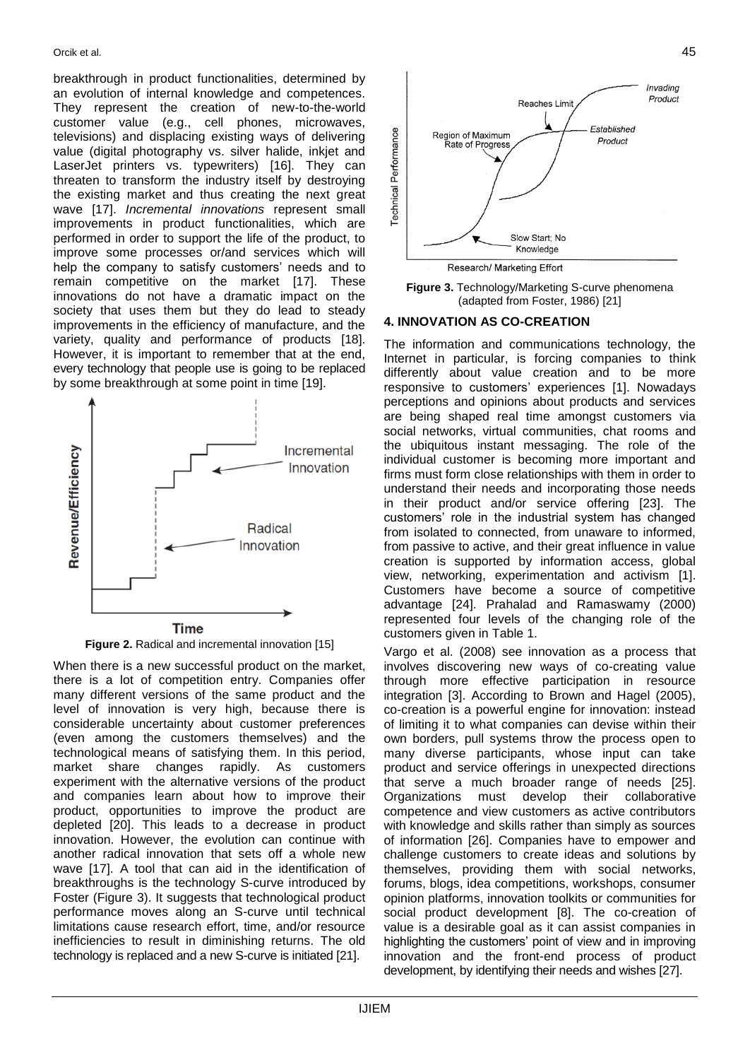breakthrough in product functionalities, determined by an evolution of internal knowledge and competences. They represent the creation of new-to-the-world customer value (e.g., cell phones, microwaves, televisions) and displacing existing ways of delivering value (digital photography vs. silver halide, inkjet and LaserJet printers vs. typewriters) [16]. They can threaten to transform the industry itself by destroying the existing market and thus creating the next great wave [17]. *Incremental innovations* represent small improvements in product functionalities, which are performed in order to support the life of the product, to improve some processes or/and services which will help the company to satisfy customers' needs and to remain competitive on the market [17]. These innovations do not have a dramatic impact on the society that uses them but they do lead to steady improvements in the efficiency of manufacture, and the variety, quality and performance of products [18]. However, it is important to remember that at the end, every technology that people use is going to be replaced by some breakthrough at some point in time [19].

**Figure 2.** Radical and incremental innovation [15]

When there is a new successful product on the market, there is a lot of competition entry. Companies offer many different versions of the same product and the level of innovation is very high, because there is considerable uncertainty about customer preferences (even among the customers themselves) and the technological means of satisfying them. In this period, market share changes rapidly. As customers experiment with the alternative versions of the product and companies learn about how to improve their product, opportunities to improve the product are depleted [20]. This leads to a decrease in product innovation. However, the evolution can continue with another radical innovation that sets off a whole new wave [17]. A tool that can aid in the identification of breakthroughs is the technology S-curve introduced by Foster (Figure 3). It suggests that technological product performance moves along an S-curve until technical limitations cause research effort, time, and/or resource inefficiencies to result in diminishing returns. The old technology is replaced and a new S-curve is initiated [21].

**Figure 3.** Technology/Marketing S-curve phenomena (adapted from Foster, 1986) [21]

## 4. INNOVATION AS CO-CREATION

The information and communications technology, the Internet in particular, is forcing companies to think differently about value creation and to be more responsive to customers' experiences [1]. Nowadays perceptions and opinions about products and services are being shaped real time amongst customers via social networks, virtual communities, chat rooms and the ubiquitous instant messaging. The role of the individual customer is becoming more important and firms must form close relationships with them in order to understand their needs and incorporating those needs in their product and/or service offering [23]. The customers' role in the industrial system has changed from isolated to connected, from unaware to informed, from passive to active, and their great influence in value creation is supported by information access, global view, networking, experimentation and activism [1]. Customers have become a source of competitive advantage [24]. Prahalad and Ramaswamy (2000) represented four levels of the changing role of the customers given in Table 1.

Vargo et al. (2008) see innovation as a process that involves discovering new ways of co-creating value through more effective participation in resource integration [3]. According to Brown and Hagel (2005), co-creation is a powerful engine for innovation: instead of limiting it to what companies can devise within their own borders, pull systems throw the process open to many diverse participants, whose input can take product and service offerings in unexpected directions that serve a much broader range of needs [25]. Organizations must develop their collaborative competence and view customers as active contributors with knowledge and skills rather than simply as sources of information [26]. Companies have to empower and challenge customers to create ideas and solutions by themselves, providing them with social networks, forums, blogs, idea competitions, workshops, consumer opinion platforms, innovation toolkits or communities for social product development [8]. The co-creation of value is a desirable goal as it can assist companies in highlighting the customers' point of view and in improving innovation and the front-end process of product development, by identifying their needs and wishes [27].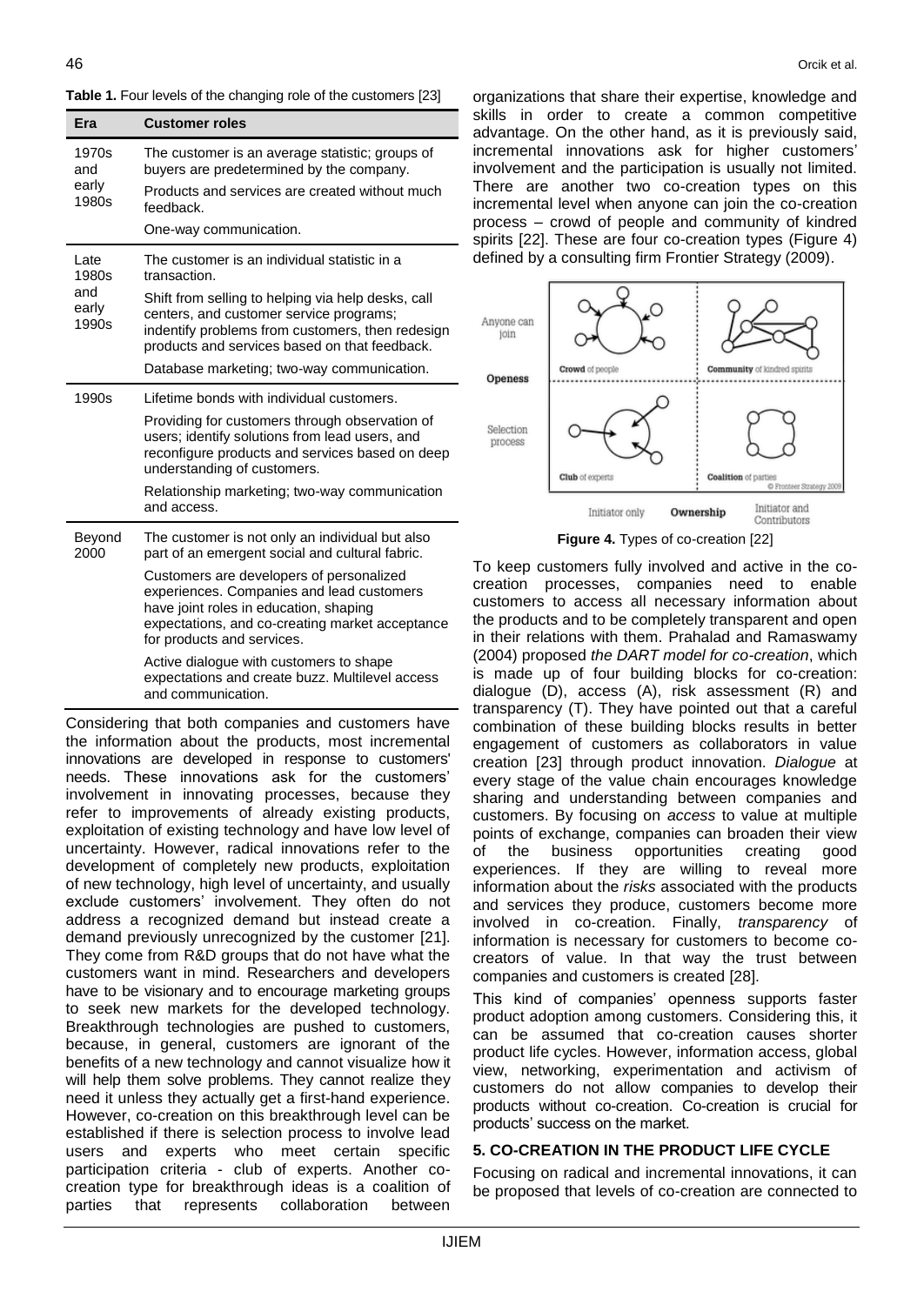**Table 1.** Four levels of the changing role of the customers [23]

| Era | Customer roles |
|---|---|
| 1970s and early 1980s | The customer is an average statistic; groups of buyers are predetermined by the company. Products and services are created without much feedback. One-way communication. |
| Late 1980s and early 1990s | The customer is an individual statistic in a transaction. Shift from selling to helping via help desks, call centers, and customer service programs; indentify problems from customers, then redesign products and services based on that feedback. Database marketing; two-way communication. |
| 1990s | Lifetime bonds with individual customers. Providing for customers through observation of users; identify solutions from lead users, and reconfigure products and services based on deep understanding of customers. Relationship marketing; two-way communication and access. |
| Beyond 2000 | The customer is not only an individual but also part of an emergent social and cultural fabric. Customers are developers of personalized experiences. Companies and lead customers have joint roles in education, shaping expectations, and co-creating market acceptance for products and services. Active dialogue with customers to shape expectations and create buzz. Multilevel access and communication. |

Considering that both companies and customers have the information about the products, most incremental innovations are developed in response to customers' needs. These innovations ask for the customers' involvement in innovating processes, because they refer to improvements of already existing products, exploitation of existing technology and have low level of uncertainty. However, radical innovations refer to the development of completely new products, exploitation of new technology, high level of uncertainty, and usually exclude customers' involvement. They often do not address a recognized demand but instead create a demand previously unrecognized by the customer [21]. They come from R&D groups that do not have what the customers want in mind. Researchers and developers have to be visionary and to encourage marketing groups to seek new markets for the developed technology. Breakthrough technologies are pushed to customers, because, in general, customers are ignorant of the benefits of a new technology and cannot visualize how it will help them solve problems. They cannot realize they need it unless they actually get a first-hand experience. However, co-creation on this breakthrough level can be established if there is selection process to involve lead users and experts who meet certain specific participation criteria - club of experts. Another co-creation type for breakthrough ideas is a coalition of parties that represents collaboration between organizations that share their expertise, knowledge and skills in order to create a common competitive advantage. On the other hand, as it is previously said, incremental innovations ask for higher customers' involvement and the participation is usually not limited. There are another two co-creation types on this incremental level when anyone can join the co-creation process – crowd of people and community of kindred spirits [22]. These are four co-creation types (Figure 4) defined by a consulting firm Frontier Strategy (2009).

**Figure 4.** Types of co-creation [22]

To keep customers fully involved and active in the co-creation processes, companies need to enable customers to access all necessary information about the products and to be completely transparent and open in their relations with them. Prahalad and Ramaswamy (2004) proposed *the DART model for co-creation*, which is made up of four building blocks for co-creation: dialogue (D), access (A), risk assessment (R) and transparency (T). They have pointed out that a careful combination of these building blocks results in better engagement of customers as collaborators in value creation [23] through product innovation. *Dialogue* at every stage of the value chain encourages knowledge sharing and understanding between companies and customers. By focusing on *access* to value at multiple points of exchange, companies can broaden their view of the business opportunities creating good experiences. If they are willing to reveal more information about the *risks* associated with the products and services they produce, customers become more involved in co-creation. Finally, *transparency* of information is necessary for customers to become co-creators of value. In that way the trust between companies and customers is created [28].

This kind of companies' openness supports faster product adoption among customers. Considering this, it can be assumed that co-creation causes shorter product life cycles. However, information access, global view, networking, experimentation and activism of customers do not allow companies to develop their products without co-creation. Co-creation is crucial for products' success on the market.

## 5. CO-CREATION IN THE PRODUCT LIFE CYCLE

Focusing on radical and incremental innovations, it can be proposed that levels of co-creation are connected to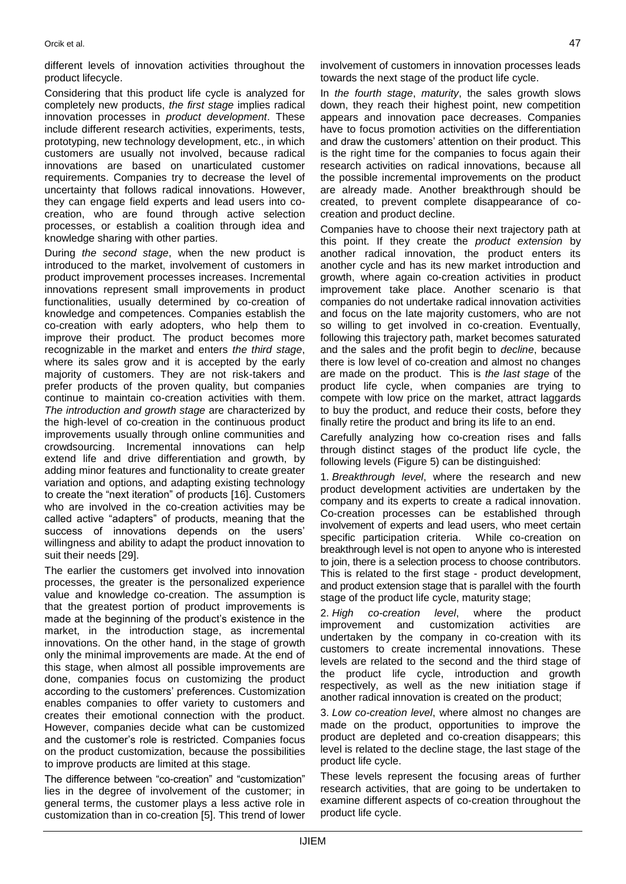different levels of innovation activities throughout the product lifecycle.

Considering that this product life cycle is analyzed for completely new products, *the first stage* implies radical innovation processes in *product development*. These include different research activities, experiments, tests, prototyping, new technology development, etc., in which customers are usually not involved, because radical innovations are based on unarticulated customer requirements. Companies try to decrease the level of uncertainty that follows radical innovations. However, they can engage field experts and lead users into co-creation, who are found through active selection processes, or establish a coalition through idea and knowledge sharing with other parties.

During *the second stage*, when the new product is introduced to the market, involvement of customers in product improvement processes increases. Incremental innovations represent small improvements in product functionalities, usually determined by co-creation of knowledge and competences. Companies establish the co-creation with early adopters, who help them to improve their product. The product becomes more recognizable in the market and enters *the third stage*, where its sales grow and it is accepted by the early majority of customers. They are not risk-takers and prefer products of the proven quality, but companies continue to maintain co-creation activities with them. *The introduction and growth stage* are characterized by the high-level of co-creation in the continuous product improvements usually through online communities and crowdsourcing. Incremental innovations can help extend life and drive differentiation and growth, by adding minor features and functionality to create greater variation and options, and adapting existing technology to create the "next iteration" of products [16]. Customers who are involved in the co-creation activities may be called active "adapters" of products, meaning that the success of innovations depends on the users' willingness and ability to adapt the product innovation to suit their needs [29].

The earlier the customers get involved into innovation processes, the greater is the personalized experience value and knowledge co-creation. The assumption is that the greatest portion of product improvements is made at the beginning of the product's existence in the market, in the introduction stage, as incremental innovations. On the other hand, in the stage of growth only the minimal improvements are made. At the end of this stage, when almost all possible improvements are done, companies focus on customizing the product according to the customers' preferences. Customization enables companies to offer variety to customers and creates their emotional connection with the product. However, companies decide what can be customized and the customer's role is restricted. Companies focus on the product customization, because the possibilities to improve products are limited at this stage.

The difference between "co-creation" and "customization" lies in the degree of involvement of the customer; in general terms, the customer plays a less active role in customization than in co-creation [5]. This trend of lower involvement of customers in innovation processes leads towards the next stage of the product life cycle.

In *the fourth stage*, *maturity*, the sales growth slows down, they reach their highest point, new competition appears and innovation pace decreases. Companies have to focus promotion activities on the differentiation and draw the customers' attention on their product. This is the right time for the companies to focus again their research activities on radical innovations, because all the possible incremental improvements on the product are already made. Another breakthrough should be created, to prevent complete disappearance of co-creation and product decline.

Companies have to choose their next trajectory path at this point. If they create the *product extension* by another radical innovation, the product enters its another cycle and has its new market introduction and growth, where again co-creation activities in product improvement take place. Another scenario is that companies do not undertake radical innovation activities and focus on the late majority customers, who are not so willing to get involved in co-creation. Eventually, following this trajectory path, market becomes saturated and the sales and the profit begin to *decline*, because there is low level of co-creation and almost no changes are made on the product. This is *the last stage* of the product life cycle, when companies are trying to compete with low price on the market, attract laggards to buy the product, and reduce their costs, before they finally retire the product and bring its life to an end.

Carefully analyzing how co-creation rises and falls through distinct stages of the product life cycle, the following levels (Figure 5) can be distinguished:

1. *Breakthrough level*, where the research and new product development activities are undertaken by the company and its experts to create a radical innovation. Co-creation processes can be established through involvement of experts and lead users, who meet certain specific participation criteria. While co-creation on breakthrough level is not open to anyone who is interested to join, there is a selection process to choose contributors. This is related to the first stage - product development, and product extension stage that is parallel with the fourth stage of the product life cycle, maturity stage;

2. *High co-creation level*, where the product improvement and customization activities are undertaken by the company in co-creation with its customers to create incremental innovations. These levels are related to the second and the third stage of the product life cycle, introduction and growth respectively, as well as the new initiation stage if another radical innovation is created on the product;

3. *Low co-creation level*, where almost no changes are made on the product, opportunities to improve the product are depleted and co-creation disappears; this level is related to the decline stage, the last stage of the product life cycle.

These levels represent the focusing areas of further research activities, that are going to be undertaken to examine different aspects of co-creation throughout the product life cycle.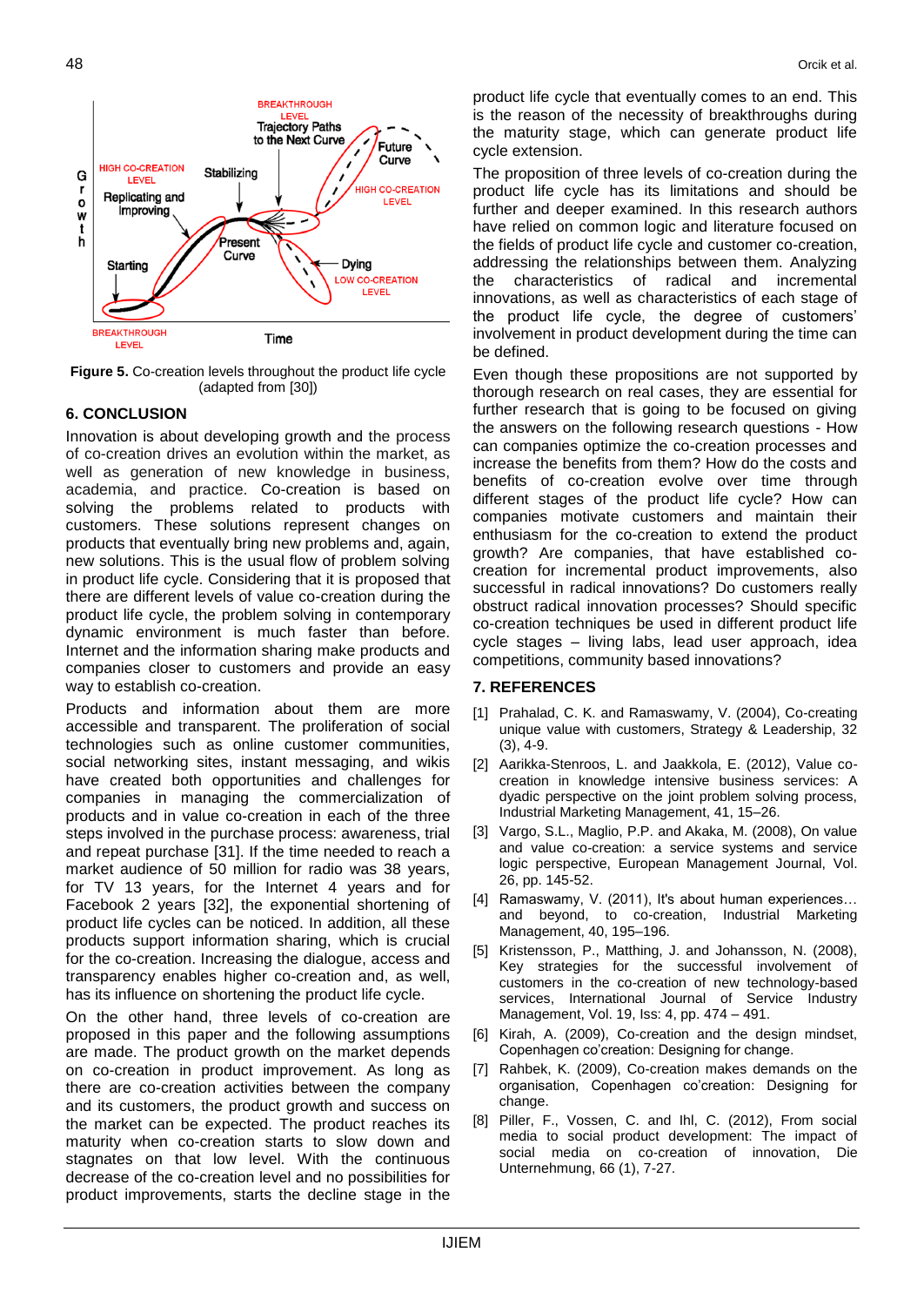**Figure 5.** Co-creation levels throughout the product life cycle (adapted from [30])

## 6. CONCLUSION

Innovation is about developing growth and the process of co-creation drives an evolution within the market, as well as generation of new knowledge in business, academia, and practice. Co-creation is based on solving the problems related to products with customers. These solutions represent changes on products that eventually bring new problems and, again, new solutions. This is the usual flow of problem solving in product life cycle. Considering that it is proposed that there are different levels of value co-creation during the product life cycle, the problem solving in contemporary dynamic environment is much faster than before. Internet and the information sharing make products and companies closer to customers and provide an easy way to establish co-creation.

Products and information about them are more accessible and transparent. The proliferation of social technologies such as online customer communities, social networking sites, instant messaging, and wikis have created both opportunities and challenges for companies in managing the commercialization of products and in value co-creation in each of the three steps involved in the purchase process: awareness, trial and repeat purchase [31]. If the time needed to reach a market audience of 50 million for radio was 38 years, for TV 13 years, for the Internet 4 years and for Facebook 2 years [32], the exponential shortening of product life cycles can be noticed. In addition, all these products support information sharing, which is crucial for the co-creation. Increasing the dialogue, access and transparency enables higher co-creation and, as well, has its influence on shortening the product life cycle.

On the other hand, three levels of co-creation are proposed in this paper and the following assumptions are made. The product growth on the market depends on co-creation in product improvement. As long as there are co-creation activities between the company and its customers, the product growth and success on the market can be expected. The product reaches its maturity when co-creation starts to slow down and stagnates on that low level. With the continuous decrease of the co-creation level and no possibilities for product improvements, starts the decline stage in the product life cycle that eventually comes to an end. This is the reason of the necessity of breakthroughs during the maturity stage, which can generate product life cycle extension.

The proposition of three levels of co-creation during the product life cycle has its limitations and should be further and deeper examined. In this research authors have relied on common logic and literature focused on the fields of product life cycle and customer co-creation, addressing the relationships between them. Analyzing the characteristics of radical and incremental innovations, as well as characteristics of each stage of the product life cycle, the degree of customers' involvement in product development during the time can be defined.

Even though these propositions are not supported by thorough research on real cases, they are essential for further research that is going to be focused on giving the answers on the following research questions - How can companies optimize the co-creation processes and increase the benefits from them? How do the costs and benefits of co-creation evolve over time through different stages of the product life cycle? How can companies motivate customers and maintain their enthusiasm for the co-creation to extend the product growth? Are companies, that have established co-creation for incremental product improvements, also successful in radical innovations? Do customers really obstruct radical innovation processes? Should specific co-creation techniques be used in different product life cycle stages – living labs, lead user approach, idea competitions, community based innovations?

## 7. REFERENCES

[1] Prahalad, C. K. and Ramaswamy, V. (2004), Co-creating unique value with customers, Strategy & Leadership, 32 (3), 4-9.

[2] Aarikka-Stenroos, L. and Jaakkola, E. (2012), Value co-creation in knowledge intensive business services: A dyadic perspective on the joint problem solving process, Industrial Marketing Management, 41, 15–26.

[3] Vargo, S.L., Maglio, P.P. and Akaka, M. (2008), On value and value co-creation: a service systems and service logic perspective, European Management Journal, Vol. 26, pp. 145-52.

[4] Ramaswamy, V. (2011), It's about human experiences… and beyond, to co-creation, Industrial Marketing Management, 40, 195–196.

[5] Kristensson, P., Matthing, J. and Johansson, N. (2008), Key strategies for the successful involvement of customers in the co-creation of new technology-based services, International Journal of Service Industry Management, Vol. 19, Iss: 4, pp. 474 – 491.

[6] Kirah, A. (2009), Co-creation and the design mindset, Copenhagen co'creation: Designing for change.

[7] Rahbek, K. (2009), Co-creation makes demands on the organisation, Copenhagen co'creation: Designing for change.

[8] Piller, F., Vossen, C. and Ihl, C. (2012), From social media to social product development: The impact of social media on co-creation of innovation, Die Unternehmung, 66 (1), 7-27.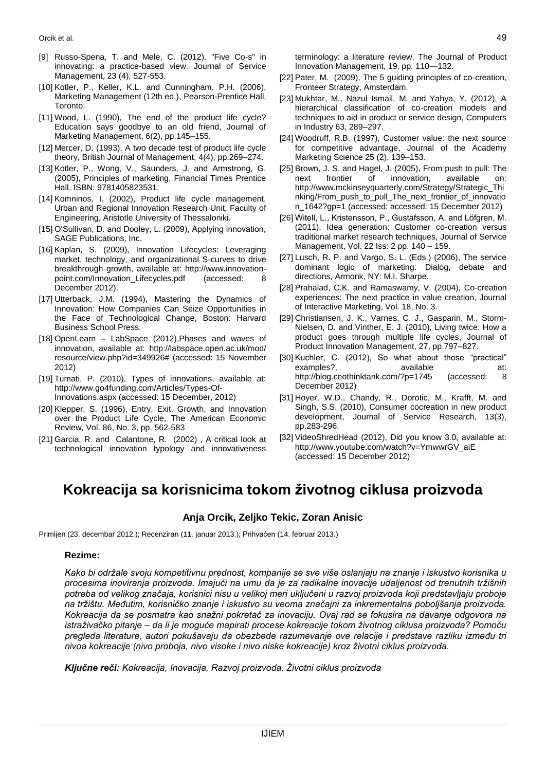[9] Russo-Spena, T. and Mele, C. (2012). "Five Co-s" in innovating: a practice-based view. Journal of Service Management, 23 (4), 527-553.

[10] Kotler, P., Keller, K.L. and Cunningham, P.H. (2006), Marketing Management (12th ed.), Pearson-Prentice Hall, Toronto.

[11] Wood, L. (1990), The end of the product life cycle? Education says goodbye to an old friend, Journal of Marketing Management, 6(2), pp.145–155.

[12] Mercer, D. (1993), A two decade test of product life cycle theory, British Journal of Management, 4(4), pp.269–274.

[13] Kotler, P., Wong, V., Saunders, J. and Armstrong, G. (2005), Principles of marketing, Financial Times Prentice Hall, ISBN: 9781405823531.

[14] Komninos, I. (2002), Product life cycle management, Urban and Regional Innovation Research Unit, Faculty of Engineering, Aristotle University of Thessaloniki.

[15] O'Sullivan, D. and Dooley, L. (2009), Applying innovation, SAGE Publications, Inc.

[16] Kaplan, S. (2009), Innovation Lifecycles: Leveraging market, technology, and organizational S-curves to drive breakthrough growth, available at: http://www.innovation-point.com/Innovation_Lifecycles.pdf (accessed: 8 December 2012).

[17] Utterback, J.M. (1994), Mastering the Dynamics of Innovation: How Companies Can Seize Opportunities in the Face of Technological Change, Boston: Harvard Business School Press.

[18] OpenLearn – LabSpace (2012),Phases and waves of innovation, available at: http://labspace.open.ac.uk/mod/resource/view.php?id=349926# (accessed: 15 November 2012)

[19] Tumati, P. (2010), Types of innovations, available at: http://www.go4funding.com/Articles/Types-Of-Innovations.aspx (accessed: 15 December, 2012)

[20] Klepper, S. (1996), Entry, Exit, Growth, and Innovation over the Product Life Cycle, The American Economic Review, Vol. 86, No. 3, pp. 562-583

[21] Garcia, R. and Calantone, R. (2002) , A critical look at technological innovation typology and innovativeness terminology: a literature review, The Journal of Product Innovation Management, 19, pp. 110—132.

[22] Pater, M. (2009), The 5 guiding principles of co-creation, Fronteer Strategy, Amsterdam.

[23] Mukhtar, M., Nazul Ismail, M. and Yahya, Y. (2012), A hierarchical classification of co-creation models and techniques to aid in product or service design, Computers in Industry 63, 289–297.

[24] Woodruff, R.B. (1997), Customer value: the next source for competitive advantage, Journal of the Academy Marketing Science 25 (2), 139–153.

[25] Brown, J. S. and Hagel, J. (2005), From push to pull: The next frontier of innovation, available on: http://www.mckinseyquarterly.com/Strategy/Strategic_Thinking/From_push_to_pull_The_next_frontier_of_innovation_1642?gp=1 (accessed: accessed: 15 December 2012)

[26] Witell, L., Kristensson, P., Gustafsson, A. and Löfgren, M. (2011), Idea generation: Customer co-creation versus traditional market research techniques, Journal of Service Management, Vol. 22 Iss: 2 pp. 140 – 159.

[27] Lusch, R. P. and Vargo, S. L. (Eds.) (2006), The service dominant logic of marketing: Dialog, debate and directions, Armonk, NY: M.I. Sharpe.

[28] Prahalad, C.K. and Ramaswamy, V. (2004), Co-creation experiences: The next practice in value creation, Journal of Interactive Marketing, Vol. 18, No. 3.

[29] Christiansen, J. K., Varnes, C. J., Gasparin, M., Storm-Nielsen, D. and Vinther, E. J. (2010), Living twice: How a product goes through multiple life cycles, Journal of Product Innovation Management, 27, pp.797–827.

[30] Kuchler, C. (2012), So what about those "practical" examples?, available at: http://blog.ceothinktank.com/?p=1745 (accessed: 8 December 2012)

[31] Hoyer, W.D., Chandy, R., Dorotic, M., Krafft, M. and Singh, S.S. (2010), Consumer cocreation in new product development, Journal of Service Research, 13(3), pp.283-296.

[32] VideoShredHead (2012), Did you know 3.0, available at: http://www.youtube.com/watch?v=YmwwrGV_aiE (accessed: 15 December 2012)

# Kokreacija sa korisnicima tokom životnog ciklusa proizvoda

**Anja Orcik, Zeljko Tekic, Zoran Anisic**

Primljen (23. decembar 2012.); Recenziran (11. januar 2013.); Prihvaćen (14. februar 2013.)

**Rezime:**

*Kako bi održale svoju kompetitivnu prednost, kompanije se sve više oslanjaju na znanje i iskustvo korisnika u procesima inoviranja proizvoda. Imajući na umu da je za radikalne inovacije udaljenost od trenutnih tržišnih potreba od velikog značaja, korisnici nisu u velikoj meri uključeni u razvoj proizvoda koji predstavljaju proboje na tržištu. Međutim, korisničko znanje i iskustvo su veoma značajni za inkrementalna poboljšanja proizvoda. Kokreacija da se posmatra kao snažni pokretač za inovaciju. Ovaj rad se fokusira na davanje odgovora na istraživačko pitanje – da li je moguće mapirati procese kokreacije tokom životnog ciklusa proizvoda? Pomoću pregleda literature, autori pokušavaju da obezbede razumevanje ove relacije i predstave razliku između tri nivoa kokreacije (nivo proboja, nivo visoke i nivo niske kokreacije) kroz životni ciklus proizvoda.*

***Ključne reči:** Kokreacija, Inovacija, Razvoj proizvoda, Životni ciklus proizvoda*